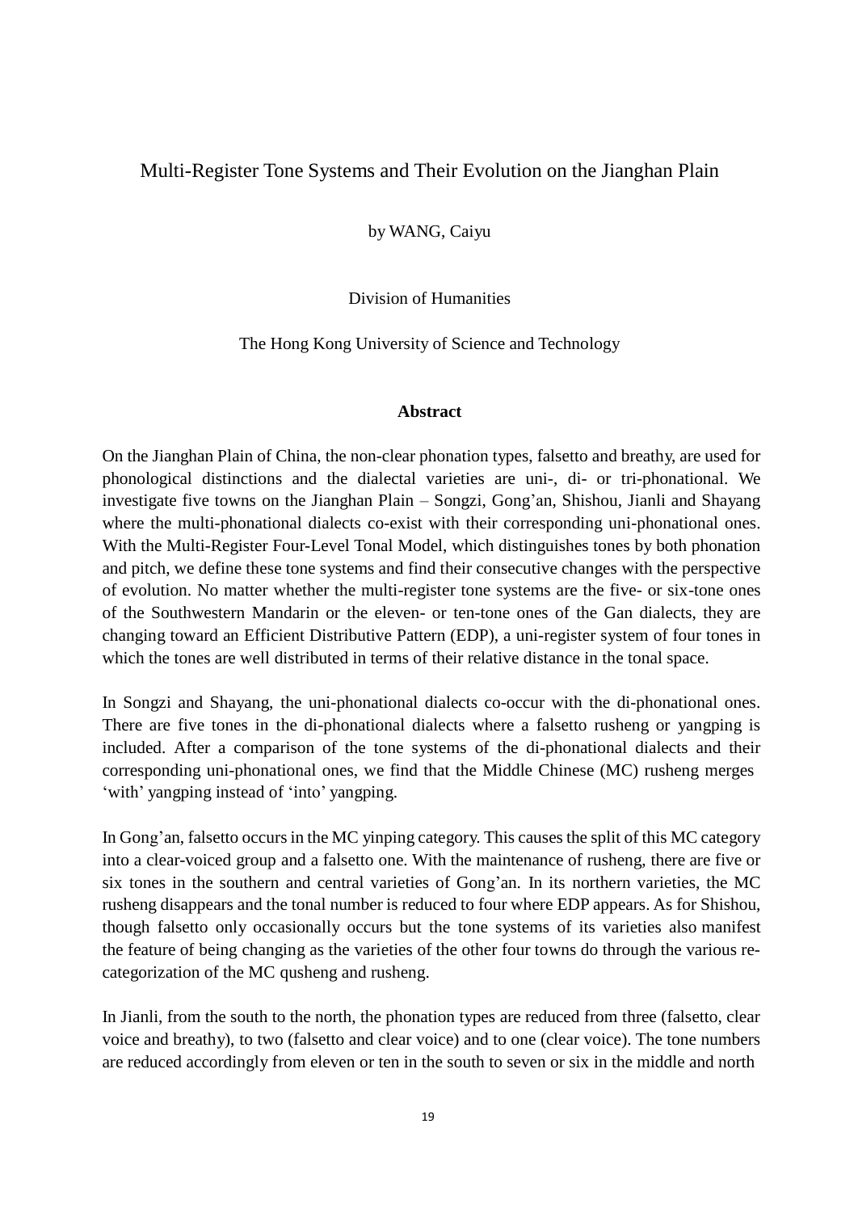# Multi-Register Tone Systems and Their Evolution on the Jianghan Plain

by WANG, Caiyu

Division of Humanities

The Hong Kong University of Science and Technology

## Abstract

On the Jianghan Plain of China, the non-clear phonation types, falsetto and breathy, are used for phonological distinctions and the dialectal varieties are uni-, di- or tri-phonational. We investigate five towns on the Jianghan Plain – Songzi, Gong'an, Shishou, Jianli and Shayang where the multi-phonational dialects co-exist with their corresponding uni-phonational ones. With the Multi-Register Four-Level Tonal Model, which distinguishes tones by both phonation and pitch, we define these tone systems and find their consecutive changes with the perspective of evolution. No matter whether the multi-register tone systems are the five- or six-tone ones of the Southwestern Mandarin or the eleven- or ten-tone ones of the Gan dialects, they are changing toward an Efficient Distributive Pattern (EDP), a uni-register system of four tones in which the tones are well distributed in terms of their relative distance in the tonal space.

In Songzi and Shayang, the uni-phonational dialects co-occur with the di-phonational ones. There are five tones in the di-phonational dialects where a falsetto rusheng or yangping is included. After a comparison of the tone systems of the di-phonational dialects and their corresponding uni-phonational ones, we find that the Middle Chinese (MC) rusheng merges 'with' yangping instead of 'into' yangping.

In Gong'an, falsetto occurs in the MC yinping category. This causes the split of this MC category into a clear-voiced group and a falsetto one. With the maintenance of rusheng, there are five or six tones in the southern and central varieties of Gong'an. In its northern varieties, the MC rusheng disappears and the tonal number is reduced to four where EDP appears. As for Shishou, though falsetto only occasionally occurs but the tone systems of its varieties also manifest the feature of being changing as the varieties of the other four towns do through the various re-categorization of the MC qusheng and rusheng.

In Jianli, from the south to the north, the phonation types are reduced from three (falsetto, clear voice and breathy), to two (falsetto and clear voice) and to one (clear voice). The tone numbers are reduced accordingly from eleven or ten in the south to seven or six in the middle and north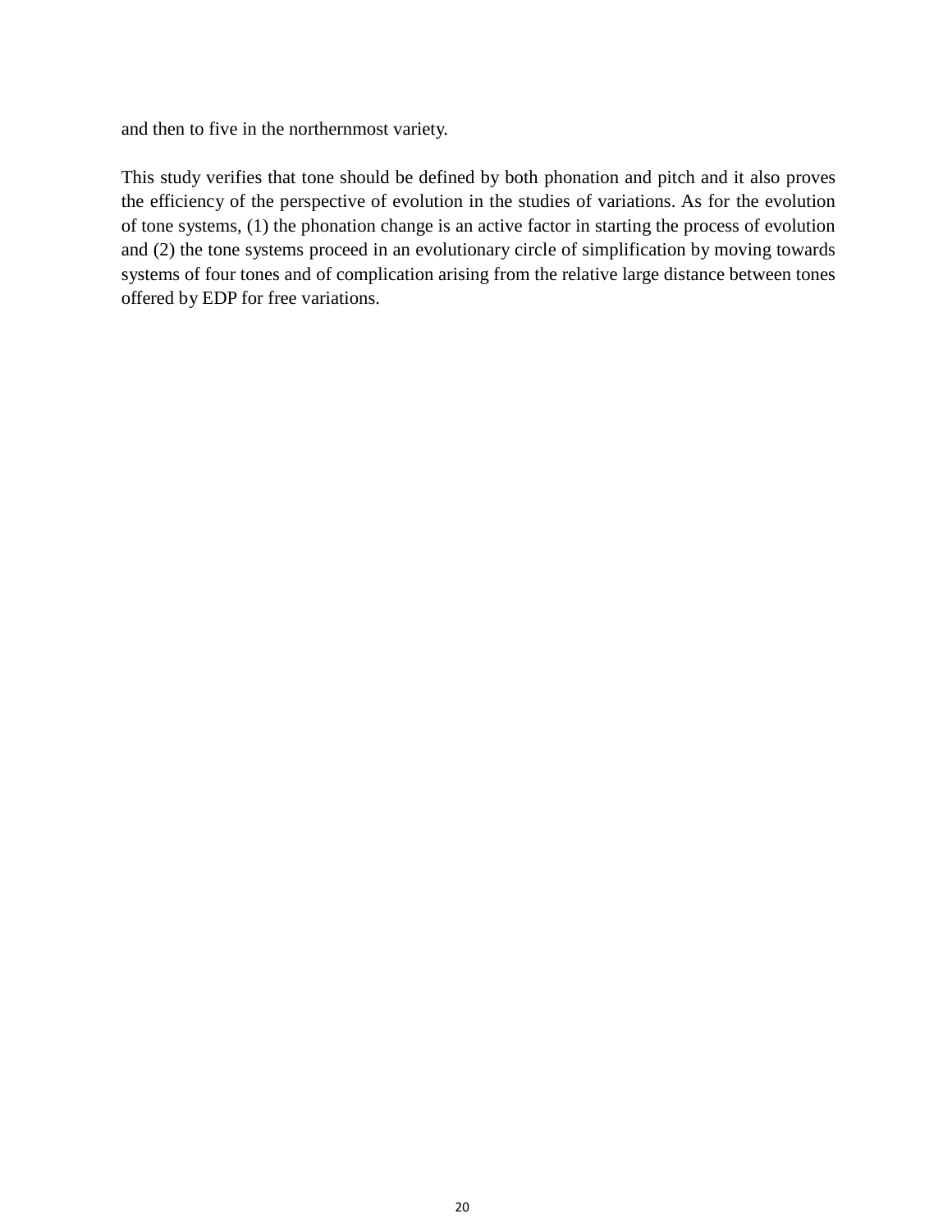and then to five in the northernmost variety.

This study verifies that tone should be defined by both phonation and pitch and it also proves the efficiency of the perspective of evolution in the studies of variations. As for the evolution of tone systems, (1) the phonation change is an active factor in starting the process of evolution and (2) the tone systems proceed in an evolutionary circle of simplification by moving towards systems of four tones and of complication arising from the relative large distance between tones offered by EDP for free variations.